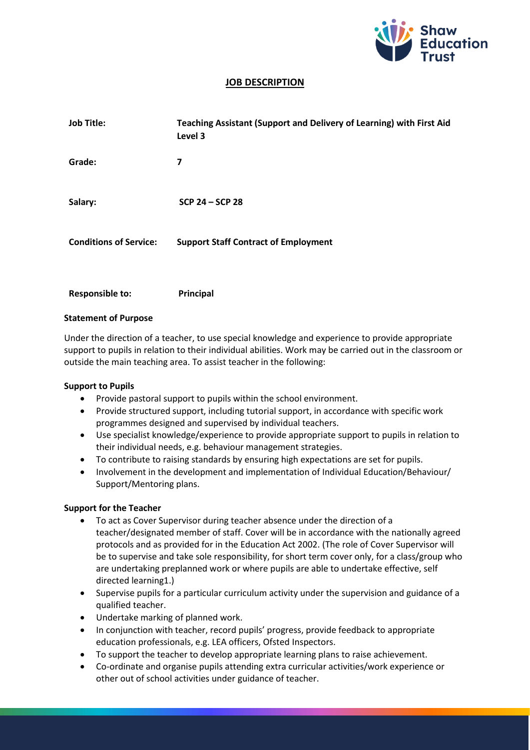# JOB DESCRIPTION

| | |
|---|---|
| **Job Title:** | **Teaching Assistant (Support and Delivery of Learning) with First Aid Level 3** |
| **Grade:** | **7** |
| **Salary:** | **SCP 24 – SCP 28** |
| **Conditions of Service:** | **Support Staff Contract of Employment** |
| **Responsible to:** | **Principal** |

**Statement of Purpose**

Under the direction of a teacher, to use special knowledge and experience to provide appropriate support to pupils in relation to their individual abilities. Work may be carried out in the classroom or outside the main teaching area. To assist teacher in the following:

**Support to Pupils**

- Provide pastoral support to pupils within the school environment.
- Provide structured support, including tutorial support, in accordance with specific work programmes designed and supervised by individual teachers.
- Use specialist knowledge/experience to provide appropriate support to pupils in relation to their individual needs, e.g. behaviour management strategies.
- To contribute to raising standards by ensuring high expectations are set for pupils.
- Involvement in the development and implementation of Individual Education/Behaviour/ Support/Mentoring plans.

**Support for the Teacher**

- To act as Cover Supervisor during teacher absence under the direction of a teacher/designated member of staff. Cover will be in accordance with the nationally agreed protocols and as provided for in the Education Act 2002. (The role of Cover Supervisor will be to supervise and take sole responsibility, for short term cover only, for a class/group who are undertaking preplanned work or where pupils are able to undertake effective, self directed learning[1].)
- Supervise pupils for a particular curriculum activity under the supervision and guidance of a qualified teacher.
- Undertake marking of planned work.
- In conjunction with teacher, record pupils' progress, provide feedback to appropriate education professionals, e.g. LEA officers, Ofsted Inspectors.
- To support the teacher to develop appropriate learning plans to raise achievement.
- Co-ordinate and organise pupils attending extra curricular activities/work experience or other out of school activities under guidance of teacher.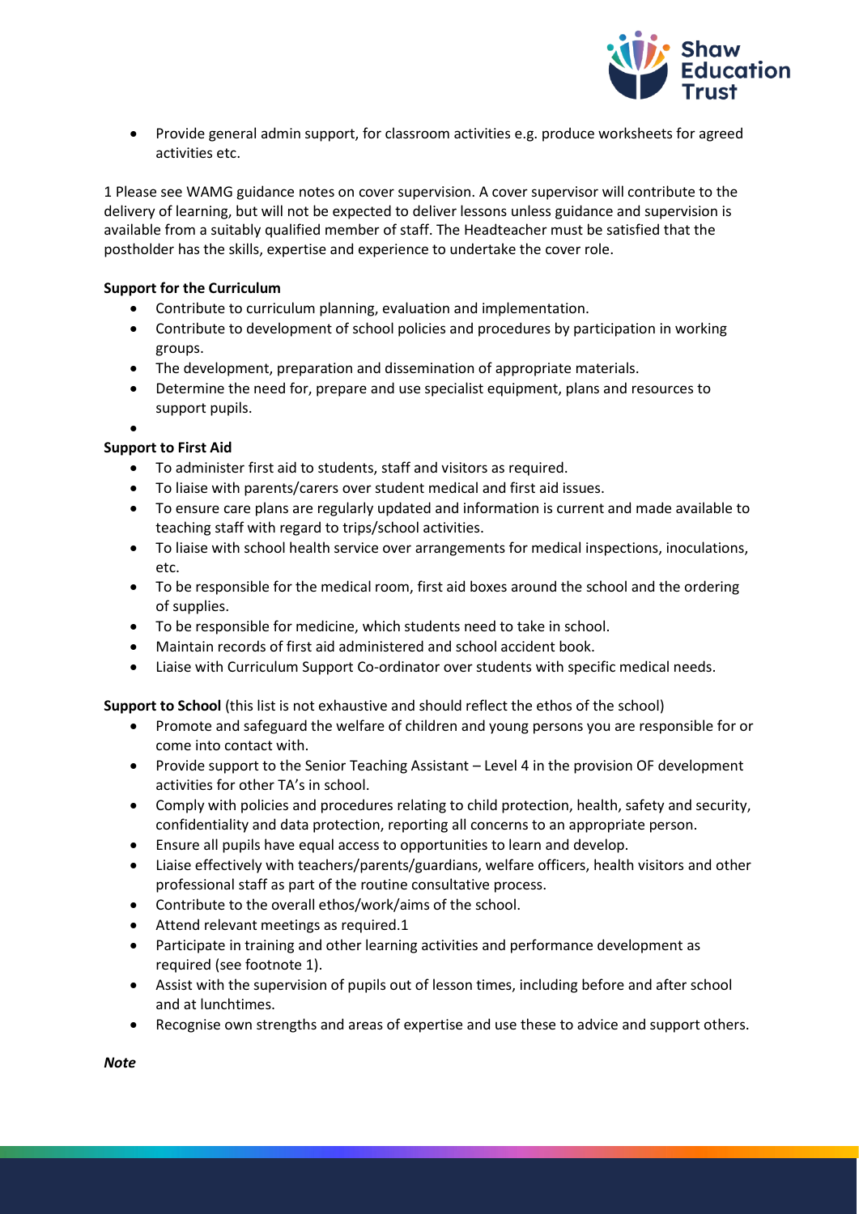- Provide general admin support, for classroom activities e.g. produce worksheets for agreed activities etc.

1 Please see WAMG guidance notes on cover supervision. A cover supervisor will contribute to the delivery of learning, but will not be expected to deliver lessons unless guidance and supervision is available from a suitably qualified member of staff. The Headteacher must be satisfied that the postholder has the skills, expertise and experience to undertake the cover role.

**Support for the Curriculum**

- Contribute to curriculum planning, evaluation and implementation.
- Contribute to development of school policies and procedures by participation in working groups.
- The development, preparation and dissemination of appropriate materials.
- Determine the need for, prepare and use specialist equipment, plans and resources to support pupils.
-

**Support to First Aid**

- To administer first aid to students, staff and visitors as required.
- To liaise with parents/carers over student medical and first aid issues.
- To ensure care plans are regularly updated and information is current and made available to teaching staff with regard to trips/school activities.
- To liaise with school health service over arrangements for medical inspections, inoculations, etc.
- To be responsible for the medical room, first aid boxes around the school and the ordering of supplies.
- To be responsible for medicine, which students need to take in school.
- Maintain records of first aid administered and school accident book.
- Liaise with Curriculum Support Co-ordinator over students with specific medical needs.

**Support to School** (this list is not exhaustive and should reflect the ethos of the school)

- Promote and safeguard the welfare of children and young persons you are responsible for or come into contact with.
- Provide support to the Senior Teaching Assistant – Level 4 in the provision OF development activities for other TA's in school.
- Comply with policies and procedures relating to child protection, health, safety and security, confidentiality and data protection, reporting all concerns to an appropriate person.
- Ensure all pupils have equal access to opportunities to learn and develop.
- Liaise effectively with teachers/parents/guardians, welfare officers, health visitors and other professional staff as part of the routine consultative process.
- Contribute to the overall ethos/work/aims of the school.
- Attend relevant meetings as required.1
- Participate in training and other learning activities and performance development as required (see footnote 1).
- Assist with the supervision of pupils out of lesson times, including before and after school and at lunchtimes.
- Recognise own strengths and areas of expertise and use these to advice and support others.

***Note***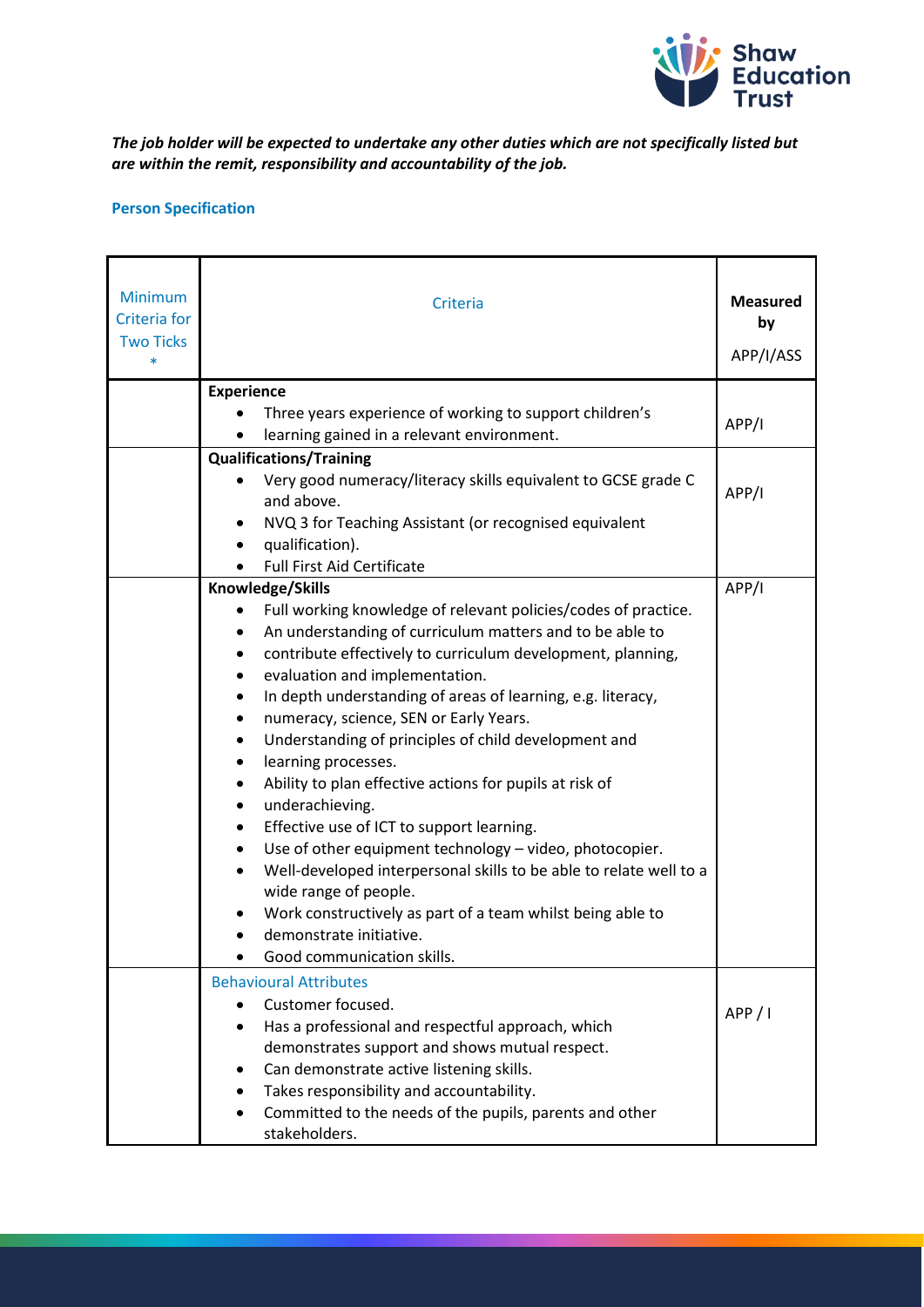***The job holder will be expected to undertake any other duties which are not specifically listed but are within the remit, responsibility and accountability of the job.***

**Person Specification**

| Minimum Criteria for Two Ticks * | Criteria | **Measured by** APP/I/ASS |
|---|---|---|
| | **Experience**<br>• Three years experience of working to support children's<br>• learning gained in a relevant environment. | APP/I |
| | **Qualifications/Training**<br>• Very good numeracy/literacy skills equivalent to GCSE grade C and above.<br>• NVQ 3 for Teaching Assistant (or recognised equivalent<br>• qualification).<br>• Full First Aid Certificate | APP/I |
| | **Knowledge/Skills**<br>• Full working knowledge of relevant policies/codes of practice.<br>• An understanding of curriculum matters and to be able to<br>• contribute effectively to curriculum development, planning,<br>• evaluation and implementation.<br>• In depth understanding of areas of learning, e.g. literacy,<br>• numeracy, science, SEN or Early Years.<br>• Understanding of principles of child development and<br>• learning processes.<br>• Ability to plan effective actions for pupils at risk of<br>• underachieving.<br>• Effective use of ICT to support learning.<br>• Use of other equipment technology – video, photocopier.<br>• Well-developed interpersonal skills to be able to relate well to a wide range of people.<br>• Work constructively as part of a team whilst being able to<br>• demonstrate initiative.<br>• Good communication skills. | APP/I |
| | Behavioural Attributes<br>• Customer focused.<br>• Has a professional and respectful approach, which demonstrates support and shows mutual respect.<br>• Can demonstrate active listening skills.<br>• Takes responsibility and accountability.<br>• Committed to the needs of the pupils, parents and other stakeholders. | APP / I |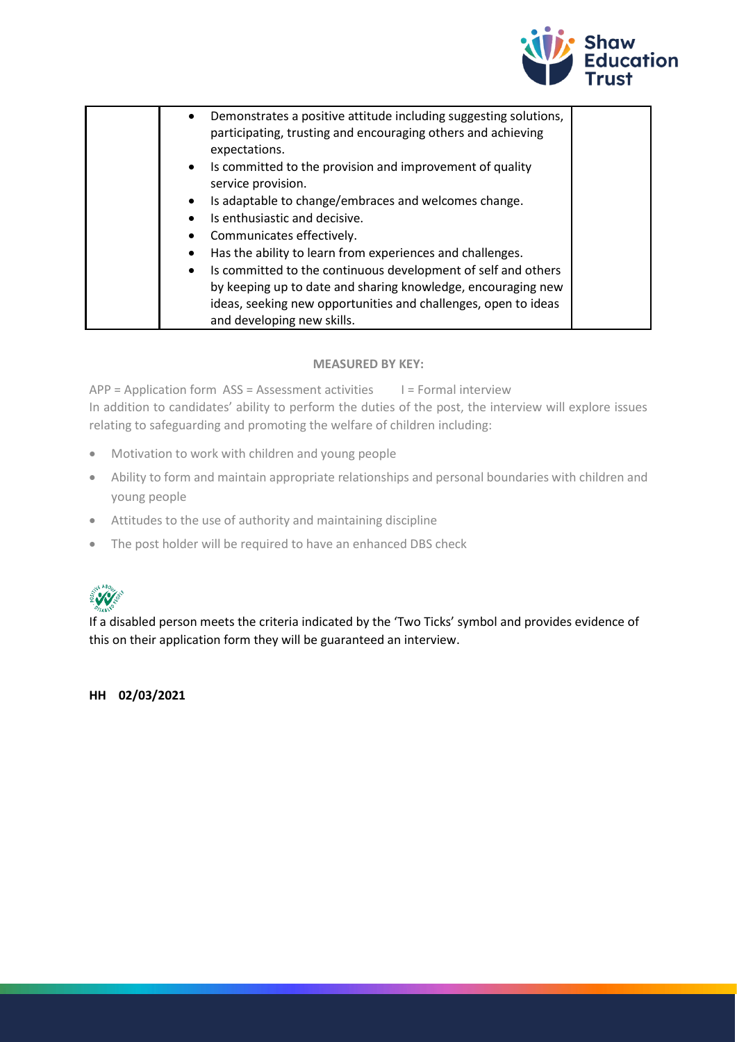| | | |
|---|---|---|
| | • Demonstrates a positive attitude including suggesting solutions, participating, trusting and encouraging others and achieving expectations.<br>• Is committed to the provision and improvement of quality service provision.<br>• Is adaptable to change/embraces and welcomes change.<br>• Is enthusiastic and decisive.<br>• Communicates effectively.<br>• Has the ability to learn from experiences and challenges.<br>• Is committed to the continuous development of self and others by keeping up to date and sharing knowledge, encouraging new ideas, seeking new opportunities and challenges, open to ideas and developing new skills. | |

**MEASURED BY KEY:**

APP = Application form  ASS = Assessment activities  I = Formal interview

In addition to candidates' ability to perform the duties of the post, the interview will explore issues relating to safeguarding and promoting the welfare of children including:

- Motivation to work with children and young people
- Ability to form and maintain appropriate relationships and personal boundaries with children and young people
- Attitudes to the use of authority and maintaining discipline
- The post holder will be required to have an enhanced DBS check

If a disabled person meets the criteria indicated by the 'Two Ticks' symbol and provides evidence of this on their application form they will be guaranteed an interview.

**HH 02/03/2021**